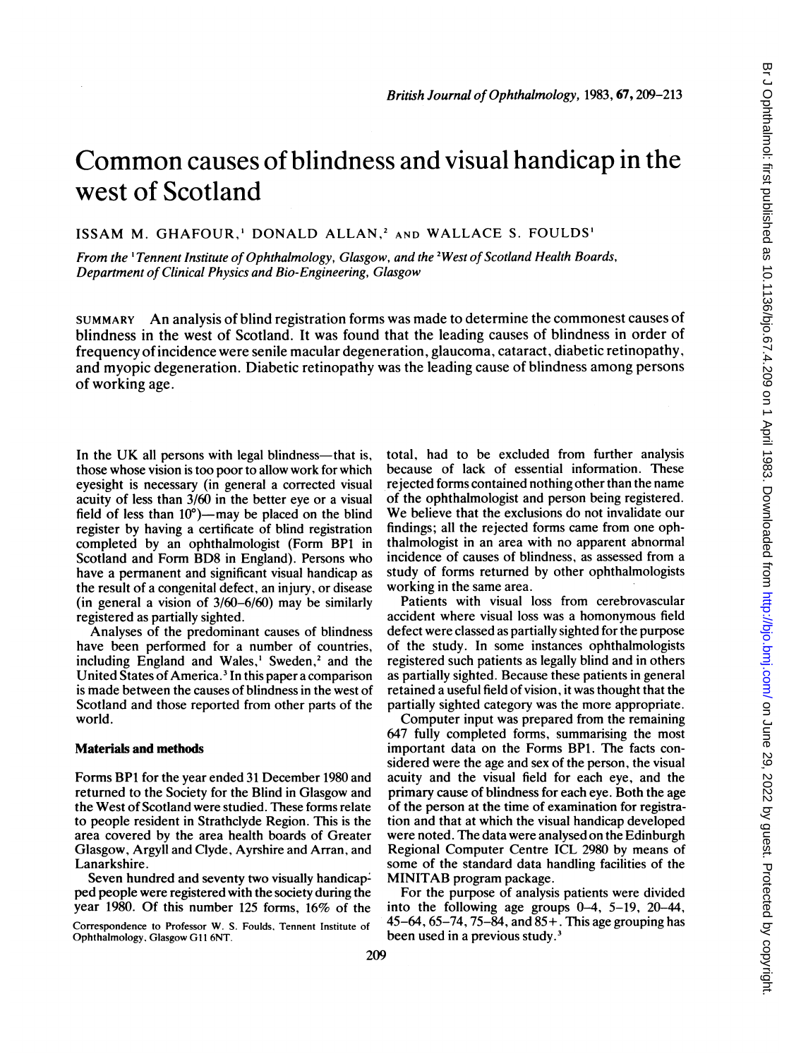# Common causes of blindness and visual handicap in the west of Scotland

ISSAM M. GHAFOUR,[1] DONALD ALLAN,[2] AND WALLACE S. FOULDS[1]

*From the [1]Tennent Institute of Ophthalmology, Glasgow, and the [2]West of Scotland Health Boards, Department of Clinical Physics and Bio-Engineering, Glasgow*

SUMMARY An analysis of blind registration forms was made to determine the commonest causes of blindness in the west of Scotland. It was found that the leading causes of blindness in order of frequency of incidence were senile macular degeneration, glaucoma, cataract, diabetic retinopathy, and myopic degeneration. Diabetic retinopathy was the leading cause of blindness among persons of working age.

In the UK all persons with legal blindness—that is, those whose vision is too poor to allow work for which eyesight is necessary (in general a corrected visual acuity of less than 3/60 in the better eye or a visual field of less than 10°)—may be placed on the blind register by having a certificate of blind registration completed by an ophthalmologist (Form BP1 in Scotland and Form BD8 in England). Persons who have a permanent and significant visual handicap as the result of a congenital defect, an injury, or disease (in general a vision of 3/60–6/60) may be similarly registered as partially sighted.

Analyses of the predominant causes of blindness have been performed for a number of countries, including England and Wales,[1] Sweden,[2] and the United States of America.[3] In this paper a comparison is made between the causes of blindness in the west of Scotland and those reported from other parts of the world.

## Materials and methods

Forms BP1 for the year ended 31 December 1980 and returned to the Society for the Blind in Glasgow and the West of Scotland were studied. These forms relate to people resident in Strathclyde Region. This is the area covered by the area health boards of Greater Glasgow, Argyll and Clyde, Ayrshire and Arran, and Lanarkshire.

Seven hundred and seventy two visually handicapped people were registered with the society during the year 1980. Of this number 125 forms, 16% of the total, had to be excluded from further analysis because of lack of essential information. These rejected forms contained nothing other than the name of the ophthalmologist and person being registered. We believe that the exclusions do not invalidate our findings; all the rejected forms came from one ophthalmologist in an area with no apparent abnormal incidence of causes of blindness, as assessed from a study of forms returned by other ophthalmologists working in the same area.

Patients with visual loss from cerebrovascular accident where visual loss was a homonymous field defect were classed as partially sighted for the purpose of the study. In some instances ophthalmologists registered such patients as legally blind and in others as partially sighted. Because these patients in general retained a useful field of vision, it was thought that the partially sighted category was the more appropriate.

Computer input was prepared from the remaining 647 fully completed forms, summarising the most important data on the Forms BP1. The facts considered were the age and sex of the person, the visual acuity and the visual field for each eye, and the primary cause of blindness for each eye. Both the age of the person at the time of examination for registration and that at which the visual handicap developed were noted. The data were analysed on the Edinburgh Regional Computer Centre ICL 2980 by means of some of the standard data handling facilities of the MINITAB program package.

For the purpose of analysis patients were divided into the following age groups 0–4, 5–19, 20–44, 45–64, 65–74, 75–84, and 85+. This age grouping has been used in a previous study.[3]

Correspondence to Professor W. S. Foulds, Tennent Institute of Ophthalmology, Glasgow G11 6NT.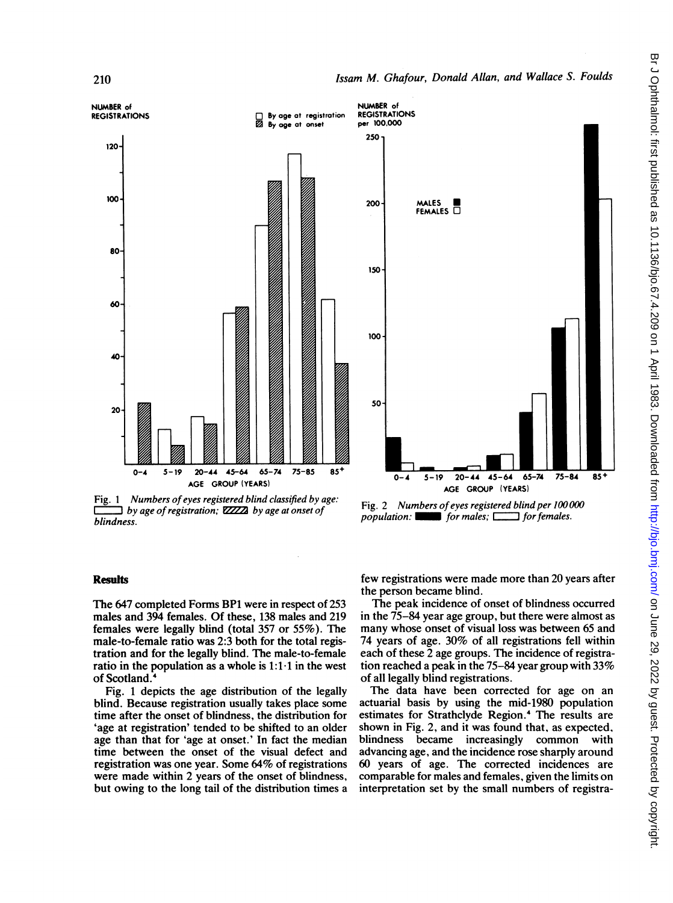Fig. 1 *Numbers of eyes registered blind classified by age:* ▭ *by age of registration;* ▨ *by age at onset of blindness.*

Fig. 2 *Numbers of eyes registered blind per 100 000 population:* ▬ *for males;* ▭ *for females.*

## Results

The 647 completed Forms BP1 were in respect of 253 males and 394 females. Of these, 138 males and 219 females were legally blind (total 357 or 55%). The male-to-female ratio was 2:3 both for the total registration and for the legally blind. The male-to-female ratio in the population as a whole is 1:1·1 in the west of Scotland.[4]

Fig. 1 depicts the age distribution of the legally blind. Because registration usually takes place some time after the onset of blindness, the distribution for 'age at registration' tended to be shifted to an older age than that for 'age at onset.' In fact the median time between the onset of the visual defect and registration was one year. Some 64% of registrations were made within 2 years of the onset of blindness, but owing to the long tail of the distribution times a few registrations were made more than 20 years after the person became blind.

The peak incidence of onset of blindness occurred in the 75–84 year age group, but there were almost as many whose onset of visual loss was between 65 and 74 years of age. 30% of all registrations fell within each of these 2 age groups. The incidence of registration reached a peak in the 75–84 year group with 33% of all legally blind registrations.

The data have been corrected for age on an actuarial basis by using the mid-1980 population estimates for Strathclyde Region.[4] The results are shown in Fig. 2, and it was found that, as expected, blindness became increasingly common with advancing age, and the incidence rose sharply around 60 years of age. The corrected incidences are comparable for males and females, given the limits on interpretation set by the small numbers of registra-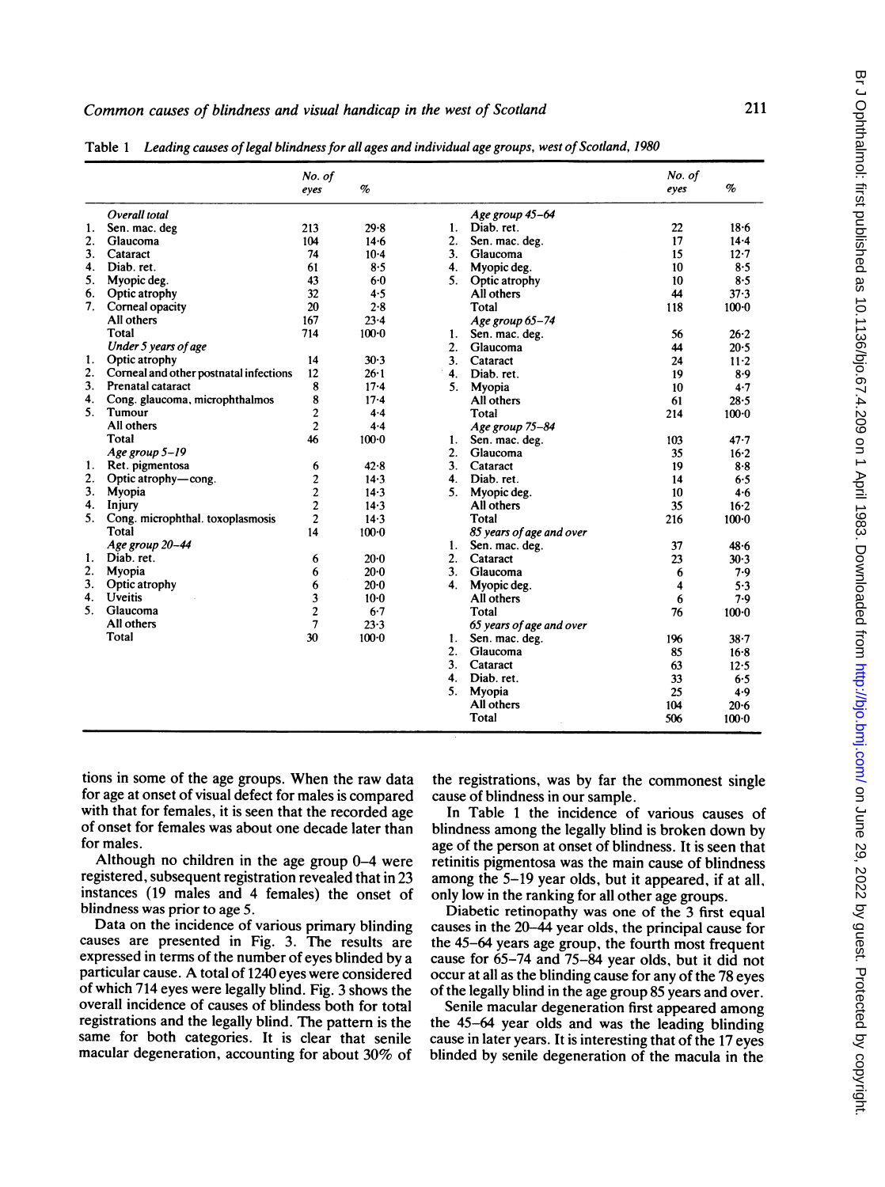Table 1 *Leading causes of legal blindness for all ages and individual age groups, west of Scotland, 1980*

| | | No. of eyes | % | | | No. of eyes | % |
|---|---|---|---|---|---|---|---|
| | *Overall total* | | | | *Age group 45–64* | | |
| 1. | Sen. mac. deg | 213 | 29·8 | 1. | Diab. ret. | 22 | 18·6 |
| 2. | Glaucoma | 104 | 14·6 | 2. | Sen. mac. deg. | 17 | 14·4 |
| 3. | Cataract | 74 | 10·4 | 3. | Glaucoma | 15 | 12·7 |
| 4. | Diab. ret. | 61 | 8·5 | 4. | Myopic deg. | 10 | 8·5 |
| 5. | Myopic deg. | 43 | 6·0 | 5. | Optic atrophy | 10 | 8·5 |
| 6. | Optic atrophy | 32 | 4·5 | | All others | 44 | 37·3 |
| 7. | Corneal opacity | 20 | 2·8 | | Total | 118 | 100·0 |
| | All others | 167 | 23·4 | | *Age group 65–74* | | |
| | Total | 714 | 100·0 | 1. | Sen. mac. deg. | 56 | 26·2 |
| | *Under 5 years of age* | | | 2. | Glaucoma | 44 | 20·5 |
| 1. | Optic atrophy | 14 | 30·3 | 3. | Cataract | 24 | 11·2 |
| 2. | Corneal and other postnatal infections | 12 | 26·1 | 4. | Diab. ret. | 19 | 8·9 |
| 3. | Prenatal cataract | 8 | 17·4 | 5. | Myopia | 10 | 4·7 |
| 4. | Cong. glaucoma, microphthalmos | 8 | 17·4 | | All others | 61 | 28·5 |
| 5. | Tumour | 2 | 4·4 | | Total | 214 | 100·0 |
| | All others | 2 | 4·4 | | *Age group 75–84* | | |
| | Total | 46 | 100·0 | 1. | Sen. mac. deg. | 103 | 47·7 |
| | *Age group 5–19* | | | 2. | Glaucoma | 35 | 16·2 |
| 1. | Ret. pigmentosa | 6 | 42·8 | 3. | Cataract | 19 | 8·8 |
| 2. | Optic atrophy—cong. | 2 | 14·3 | 4. | Diab. ret. | 14 | 6·5 |
| 3. | Myopia | 2 | 14·3 | 5. | Myopic deg. | 10 | 4·6 |
| 4. | Injury | 2 | 14·3 | | All others | 35 | 16·2 |
| 5. | Cong. microphthal. toxoplasmosis | 2 | 14·3 | | Total | 216 | 100·0 |
| | Total | 14 | 100·0 | | *85 years of age and over* | | |
| | *Age group 20–44* | | | 1. | Sen. mac. deg. | 37 | 48·6 |
| 1. | Diab. ret. | 6 | 20·0 | 2. | Cataract | 23 | 30·3 |
| 2. | Myopia | 6 | 20·0 | 3. | Glaucoma | 6 | 7·9 |
| 3. | Optic atrophy | 6 | 20·0 | 4. | Myopic deg. | 4 | 5·3 |
| 4. | Uveitis | 3 | 10·0 | | All others | 6 | 7·9 |
| 5. | Glaucoma | 2 | 6·7 | | Total | 76 | 100·0 |
| | All others | 7 | 23·3 | | *65 years of age and over* | | |
| | Total | 30 | 100·0 | 1. | Sen. mac. deg. | 196 | 38·7 |
| | | | | 2. | Glaucoma | 85 | 16·8 |
| | | | | 3. | Cataract | 63 | 12·5 |
| | | | | 4. | Diab. ret. | 33 | 6·5 |
| | | | | 5. | Myopia | 25 | 4·9 |
| | | | | | All others | 104 | 20·6 |
| | | | | | Total | 506 | 100·0 |

tions in some of the age groups. When the raw data for age at onset of visual defect for males is compared with that for females, it is seen that the recorded age of onset for females was about one decade later than for males.

Although no children in the age group 0–4 were registered, subsequent registration revealed that in 23 instances (19 males and 4 females) the onset of blindness was prior to age 5.

Data on the incidence of various primary blinding causes are presented in Fig. 3. The results are expressed in terms of the number of eyes blinded by a particular cause. A total of 1240 eyes were considered of which 714 eyes were legally blind. Fig. 3 shows the overall incidence of causes of blindess both for total registrations and the legally blind. The pattern is the same for both categories. It is clear that senile macular degeneration, accounting for about 30% of the registrations, was by far the commonest single cause of blindness in our sample.

In Table 1 the incidence of various causes of blindness among the legally blind is broken down by age of the person at onset of blindness. It is seen that retinitis pigmentosa was the main cause of blindness among the 5–19 year olds, but it appeared, if at all, only low in the ranking for all other age groups.

Diabetic retinopathy was one of the 3 first equal causes in the 20–44 year olds, the principal cause for the 45–64 years age group, the fourth most frequent cause for 65–74 and 75–84 year olds, but it did not occur at all as the blinding cause for any of the 78 eyes of the legally blind in the age group 85 years and over.

Senile macular degeneration first appeared among the 45–64 year olds and was the leading blinding cause in later years. It is interesting that of the 17 eyes blinded by senile degeneration of the macula in the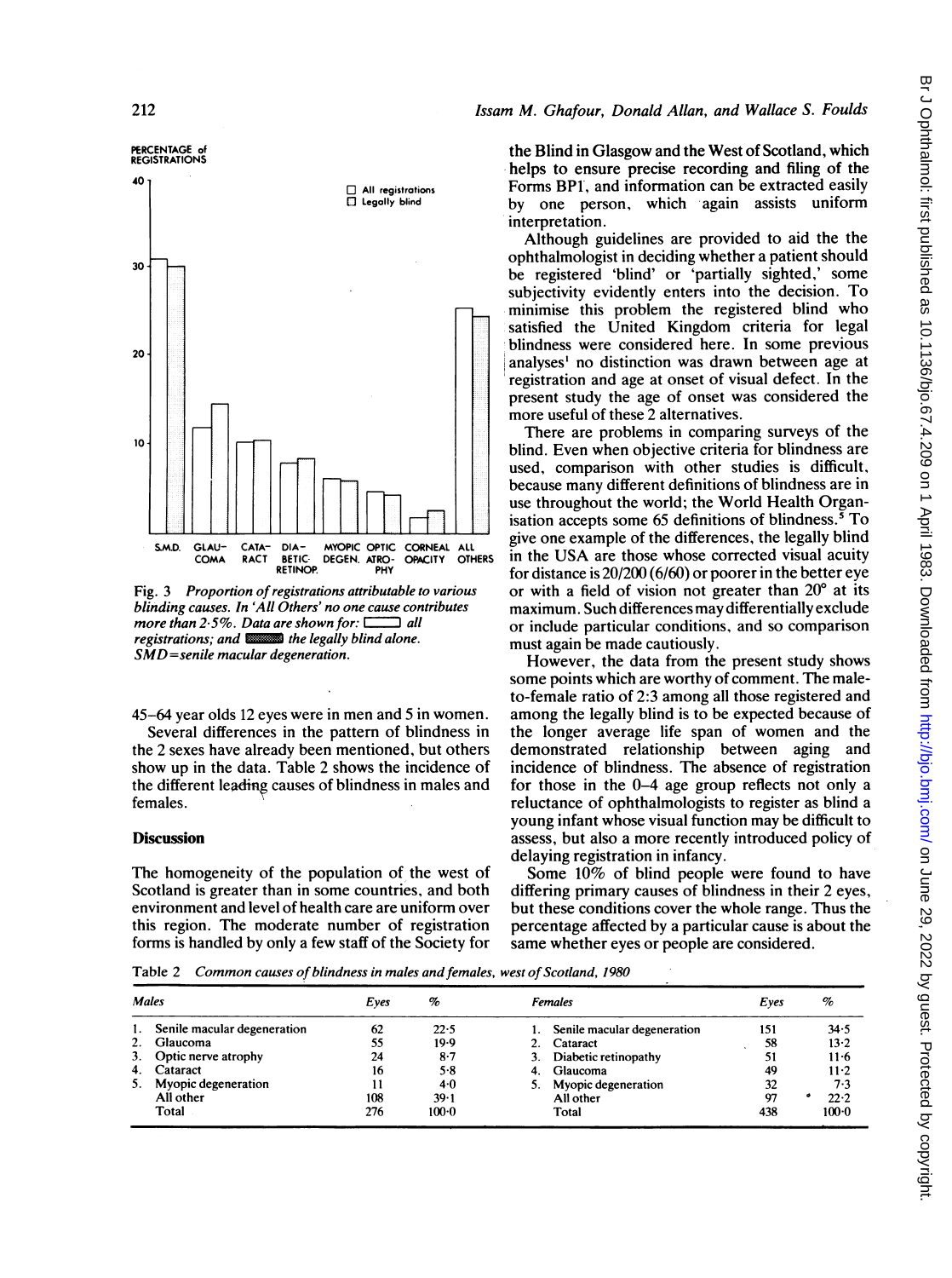PERCENTAGE of REGISTRATIONS

Fig. 3 *Proportion of registrations attributable to various blinding causes. In 'All Others' no one cause contributes more than 2·5%. Data are shown for: all registrations; and the legally blind alone. SMD=senile macular degeneration.*

45–64 year olds 12 eyes were in men and 5 in women.

Several differences in the pattern of blindness in the 2 sexes have already been mentioned, but others show up in the data. Table 2 shows the incidence of the different leading causes of blindness in males and females.

## Discussion

The homogeneity of the population of the west of Scotland is greater than in some countries, and both environment and level of health care are uniform over this region. The moderate number of registration forms is handled by only a few staff of the Society for the Blind in Glasgow and the West of Scotland, which helps to ensure precise recording and filing of the Forms BP1, and information can be extracted easily by one person, which again assists uniform interpretation.

Although guidelines are provided to aid the the ophthalmologist in deciding whether a patient should be registered 'blind' or 'partially sighted,' some subjectivity evidently enters into the decision. To minimise this problem the registered blind who satisfied the United Kingdom criteria for legal blindness were considered here. In some previous analyses[1] no distinction was drawn between age at registration and age at onset of visual defect. In the present study the age of onset was considered the more useful of these 2 alternatives.

There are problems in comparing surveys of the blind. Even when objective criteria for blindness are used, comparison with other studies is difficult, because many different definitions of blindness are in use throughout the world; the World Health Organisation accepts some 65 definitions of blindness.[5] To give one example of the differences, the legally blind in the USA are those whose corrected visual acuity for distance is 20/200 (6/60) or poorer in the better eye or with a field of vision not greater than 20° at its maximum. Such differences may differentially exclude or include particular conditions, and so comparison must again be made cautiously.

However, the data from the present study shows some points which are worthy of comment. The male-to-female ratio of 2:3 among all those registered and among the legally blind is to be expected because of the longer average life span of women and the demonstrated relationship between aging and incidence of blindness. The absence of registration for those in the 0–4 age group reflects not only a reluctance of ophthalmologists to register as blind a young infant whose visual function may be difficult to assess, but also a more recently introduced policy of delaying registration in infancy.

Some 10% of blind people were found to have differing primary causes of blindness in their 2 eyes, but these conditions cover the whole range. Thus the percentage affected by a particular cause is about the same whether eyes or people are considered.

Table 2 *Common causes of blindness in males and females, west of Scotland, 1980*

| *Males* | *Eyes* | *%* | *Females* | *Eyes* | *%* |
|---|---|---|---|---|---|
| 1. Senile macular degeneration | 62 | 22·5 | 1. Senile macular degeneration | 151 | 34·5 |
| 2. Glaucoma | 55 | 19·9 | 2. Cataract | 58 | 13·2 |
| 3. Optic nerve atrophy | 24 | 8·7 | 3. Diabetic retinopathy | 51 | 11·6 |
| 4. Cataract | 16 | 5·8 | 4. Glaucoma | 49 | 11·2 |
| 5. Myopic degeneration | 11 | 4·0 | 5. Myopic degeneration | 32 | 7·3 |
| All other | 108 | 39·1 | All other | 97 | 22·2 |
| Total | 276 | 100·0 | Total | 438 | 100·0 |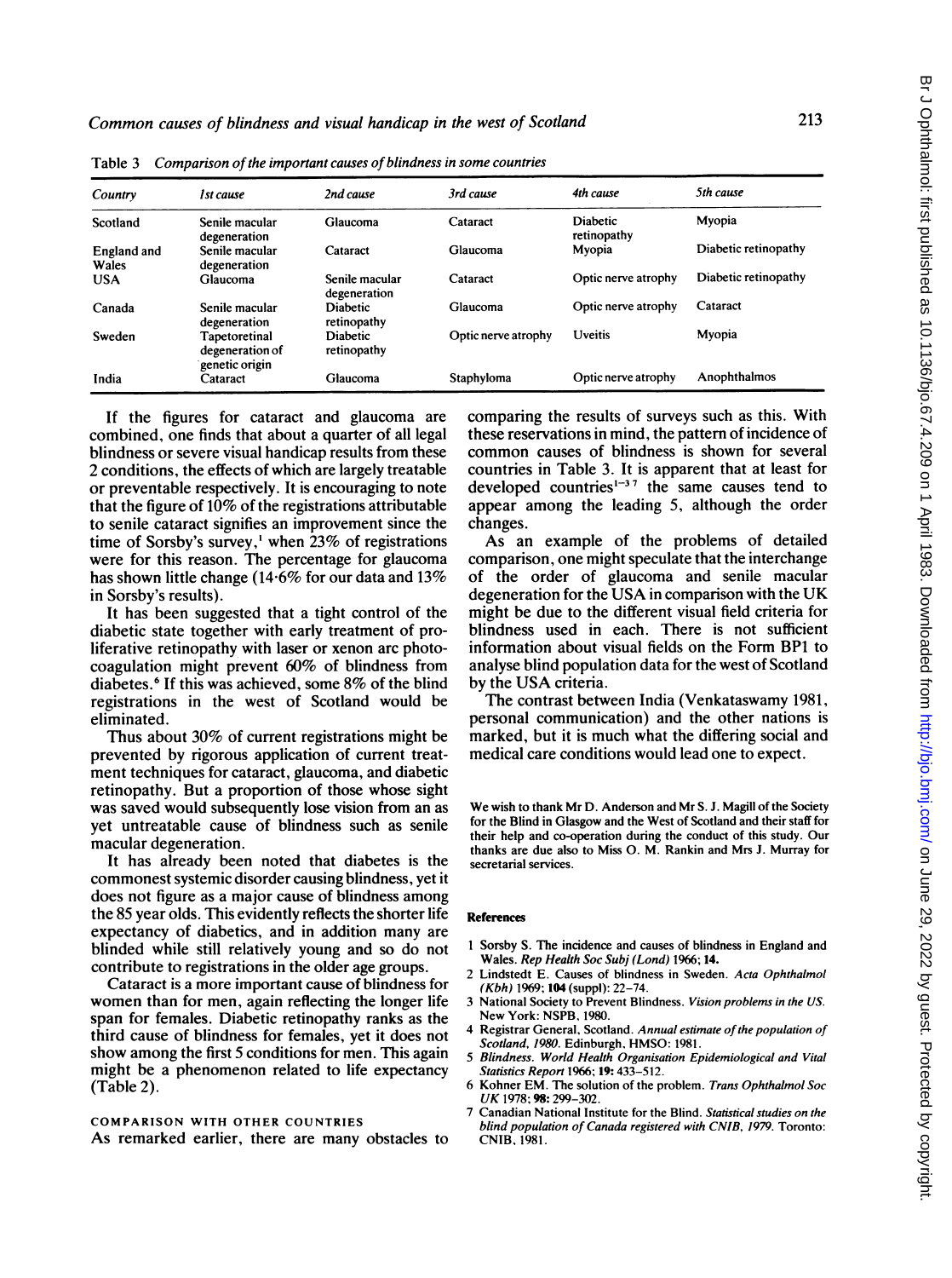Table 3 *Comparison of the important causes of blindness in some countries*

| Country | 1st cause | 2nd cause | 3rd cause | 4th cause | 5th cause |
|---|---|---|---|---|---|
| Scotland | Senile macular degeneration | Glaucoma | Cataract | Diabetic retinopathy | Myopia |
| England and Wales | Senile macular degeneration | Cataract | Glaucoma | Myopia | Diabetic retinopathy |
| USA | Glaucoma | Senile macular degeneration | Cataract | Optic nerve atrophy | Diabetic retinopathy |
| Canada | Senile macular degeneration | Diabetic retinopathy | Glaucoma | Optic nerve atrophy | Cataract |
| Sweden | Tapetoretinal degeneration of genetic origin | Diabetic retinopathy | Optic nerve atrophy | Uveitis | Myopia |
| India | Cataract | Glaucoma | Staphyloma | Optic nerve atrophy | Anophthalmos |

If the figures for cataract and glaucoma are combined, one finds that about a quarter of all legal blindness or severe visual handicap results from these 2 conditions, the effects of which are largely treatable or preventable respectively. It is encouraging to note that the figure of 10% of the registrations attributable to senile cataract signifies an improvement since the time of Sorsby's survey,[1] when 23% of registrations were for this reason. The percentage for glaucoma has shown little change (14·6% for our data and 13% in Sorsby's results).

It has been suggested that a tight control of the diabetic state together with early treatment of proliferative retinopathy with laser or xenon arc photocoagulation might prevent 60% of blindness from diabetes.[6] If this was achieved, some 8% of the blind registrations in the west of Scotland would be eliminated.

Thus about 30% of current registrations might be prevented by rigorous application of current treatment techniques for cataract, glaucoma, and diabetic retinopathy. But a proportion of those whose sight was saved would subsequently lose vision from an as yet untreatable cause of blindness such as senile macular degeneration.

It has already been noted that diabetes is the commonest systemic disorder causing blindness, yet it does not figure as a major cause of blindness among the 85 year olds. This evidently reflects the shorter life expectancy of diabetics, and in addition many are blinded while still relatively young and so do not contribute to registrations in the older age groups.

Cataract is a more important cause of blindness for women than for men, again reflecting the longer life span for females. Diabetic retinopathy ranks as the third cause of blindness for females, yet it does not show among the first 5 conditions for men. This again might be a phenomenon related to life expectancy (Table 2).

## COMPARISON WITH OTHER COUNTRIES

As remarked earlier, there are many obstacles to comparing the results of surveys such as this. With these reservations in mind, the pattern of incidence of common causes of blindness is shown for several countries in Table 3. It is apparent that at least for developed countries[1-3,7] the same causes tend to appear among the leading 5, although the order changes.

As an example of the problems of detailed comparison, one might speculate that the interchange of the order of glaucoma and senile macular degeneration for the USA in comparison with the UK might be due to the different visual field criteria for blindness used in each. There is not sufficient information about visual fields on the Form BP1 to analyse blind population data for the west of Scotland by the USA criteria.

The contrast between India (Venkataswamy 1981, personal communication) and the other nations is marked, but it is much what the differing social and medical care conditions would lead one to expect.

We wish to thank Mr D. Anderson and Mr S. J. Magill of the Society for the Blind in Glasgow and the West of Scotland and their staff for their help and co-operation during the conduct of this study. Our thanks are due also to Miss O. M. Rankin and Mrs J. Murray for secretarial services.

## References

1. Sorsby S. The incidence and causes of blindness in England and Wales. *Rep Health Soc Subj (Lond)* 1966; **14.**
2. Lindstedt E. Causes of blindness in Sweden. *Acta Ophthalmol (Kbh)* 1969; **104** (suppl): 22–74.
3. National Society to Prevent Blindness. *Vision problems in the US.* New York: NSPB, 1980.
4. Registrar General, Scotland. *Annual estimate of the population of Scotland, 1980.* Edinburgh, HMSO: 1981.
5. *Blindness. World Health Organisation Epidemiological and Vital Statistics Report* 1966; **19:** 433–512.
6. Kohner EM. The solution of the problem. *Trans Ophthalmol Soc UK* 1978; **98:** 299–302.
7. Canadian National Institute for the Blind. *Statistical studies on the blind population of Canada registered with CNIB, 1979.* Toronto: CNIB, 1981.